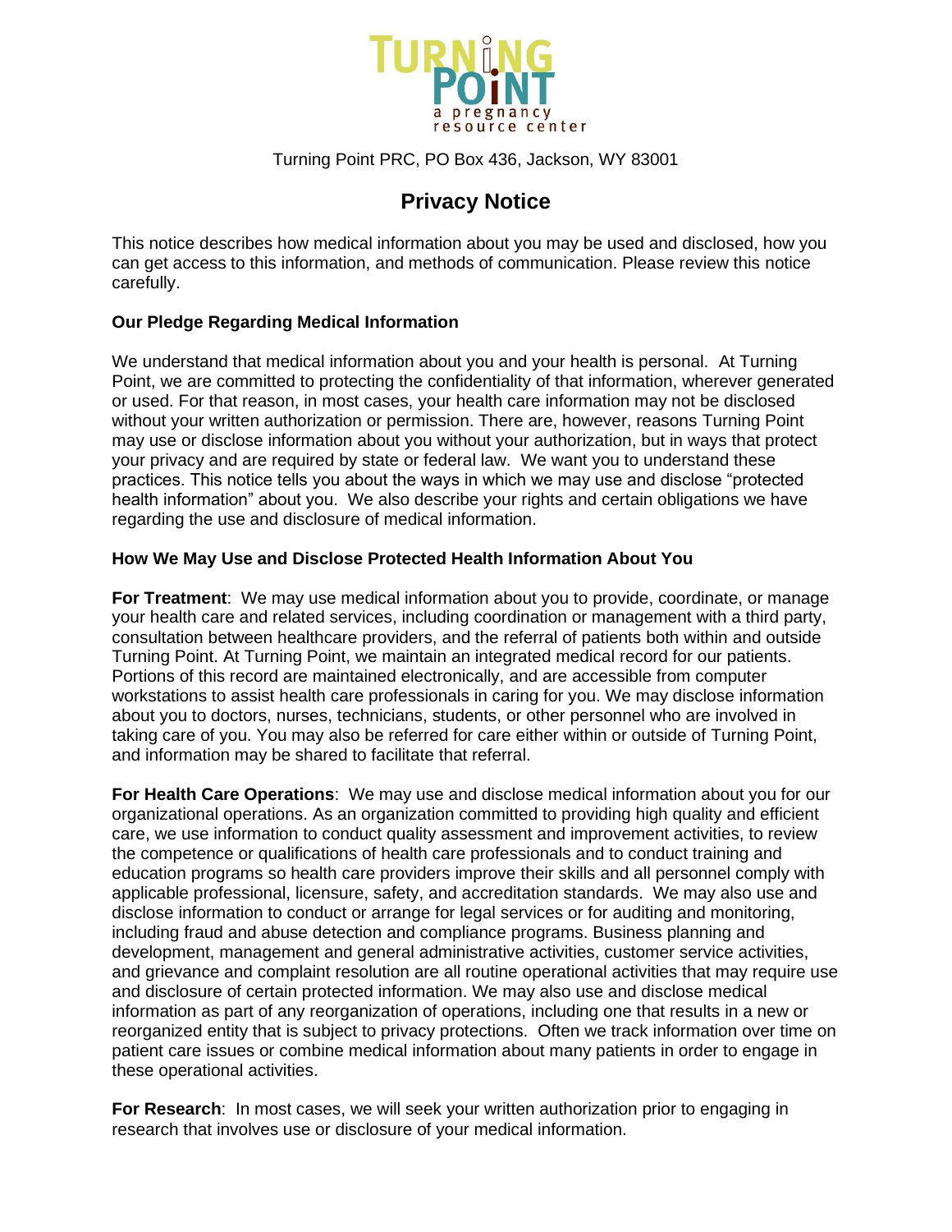Turning Point a pregnancy resource center

Turning Point PRC, PO Box 436, Jackson, WY 83001

# Privacy Notice

This notice describes how medical information about you may be used and disclosed, how you can get access to this information, and methods of communication. Please review this notice carefully.

**Our Pledge Regarding Medical Information**

We understand that medical information about you and your health is personal. At Turning Point, we are committed to protecting the confidentiality of that information, wherever generated or used. For that reason, in most cases, your health care information may not be disclosed without your written authorization or permission. There are, however, reasons Turning Point may use or disclose information about you without your authorization, but in ways that protect your privacy and are required by state or federal law. We want you to understand these practices. This notice tells you about the ways in which we may use and disclose "protected health information" about you. We also describe your rights and certain obligations we have regarding the use and disclosure of medical information.

**How We May Use and Disclose Protected Health Information About You**

**For Treatment**: We may use medical information about you to provide, coordinate, or manage your health care and related services, including coordination or management with a third party, consultation between healthcare providers, and the referral of patients both within and outside Turning Point. At Turning Point, we maintain an integrated medical record for our patients. Portions of this record are maintained electronically, and are accessible from computer workstations to assist health care professionals in caring for you. We may disclose information about you to doctors, nurses, technicians, students, or other personnel who are involved in taking care of you. You may also be referred for care either within or outside of Turning Point, and information may be shared to facilitate that referral.

**For Health Care Operations**: We may use and disclose medical information about you for our organizational operations. As an organization committed to providing high quality and efficient care, we use information to conduct quality assessment and improvement activities, to review the competence or qualifications of health care professionals and to conduct training and education programs so health care providers improve their skills and all personnel comply with applicable professional, licensure, safety, and accreditation standards. We may also use and disclose information to conduct or arrange for legal services or for auditing and monitoring, including fraud and abuse detection and compliance programs. Business planning and development, management and general administrative activities, customer service activities, and grievance and complaint resolution are all routine operational activities that may require use and disclosure of certain protected information. We may also use and disclose medical information as part of any reorganization of operations, including one that results in a new or reorganized entity that is subject to privacy protections. Often we track information over time on patient care issues or combine medical information about many patients in order to engage in these operational activities.

**For Research**: In most cases, we will seek your written authorization prior to engaging in research that involves use or disclosure of your medical information.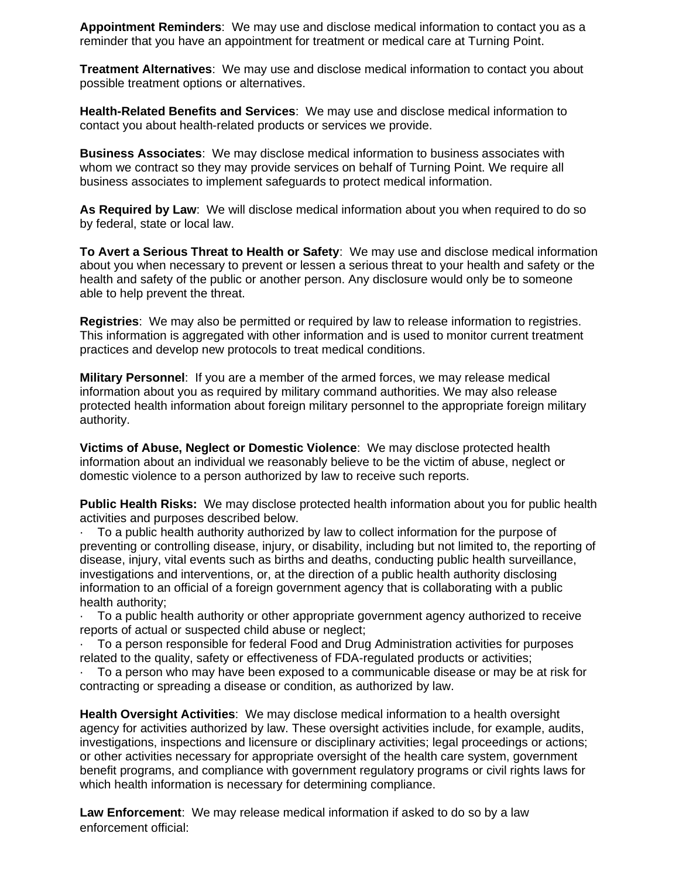**Appointment Reminders**: We may use and disclose medical information to contact you as a reminder that you have an appointment for treatment or medical care at Turning Point.

**Treatment Alternatives**: We may use and disclose medical information to contact you about possible treatment options or alternatives.

**Health-Related Benefits and Services**: We may use and disclose medical information to contact you about health-related products or services we provide.

**Business Associates**: We may disclose medical information to business associates with whom we contract so they may provide services on behalf of Turning Point. We require all business associates to implement safeguards to protect medical information.

**As Required by Law**: We will disclose medical information about you when required to do so by federal, state or local law.

**To Avert a Serious Threat to Health or Safety**: We may use and disclose medical information about you when necessary to prevent or lessen a serious threat to your health and safety or the health and safety of the public or another person. Any disclosure would only be to someone able to help prevent the threat.

**Registries**: We may also be permitted or required by law to release information to registries. This information is aggregated with other information and is used to monitor current treatment practices and develop new protocols to treat medical conditions.

**Military Personnel**: If you are a member of the armed forces, we may release medical information about you as required by military command authorities. We may also release protected health information about foreign military personnel to the appropriate foreign military authority.

**Victims of Abuse, Neglect or Domestic Violence**: We may disclose protected health information about an individual we reasonably believe to be the victim of abuse, neglect or domestic violence to a person authorized by law to receive such reports.

**Public Health Risks:** We may disclose protected health information about you for public health activities and purposes described below.

- To a public health authority authorized by law to collect information for the purpose of preventing or controlling disease, injury, or disability, including but not limited to, the reporting of disease, injury, vital events such as births and deaths, conducting public health surveillance, investigations and interventions, or, at the direction of a public health authority disclosing information to an official of a foreign government agency that is collaborating with a public health authority;
- To a public health authority or other appropriate government agency authorized to receive reports of actual or suspected child abuse or neglect;
- To a person responsible for federal Food and Drug Administration activities for purposes related to the quality, safety or effectiveness of FDA-regulated products or activities;
- To a person who may have been exposed to a communicable disease or may be at risk for contracting or spreading a disease or condition, as authorized by law.

**Health Oversight Activities**: We may disclose medical information to a health oversight agency for activities authorized by law. These oversight activities include, for example, audits, investigations, inspections and licensure or disciplinary activities; legal proceedings or actions; or other activities necessary for appropriate oversight of the health care system, government benefit programs, and compliance with government regulatory programs or civil rights laws for which health information is necessary for determining compliance.

**Law Enforcement**: We may release medical information if asked to do so by a law enforcement official: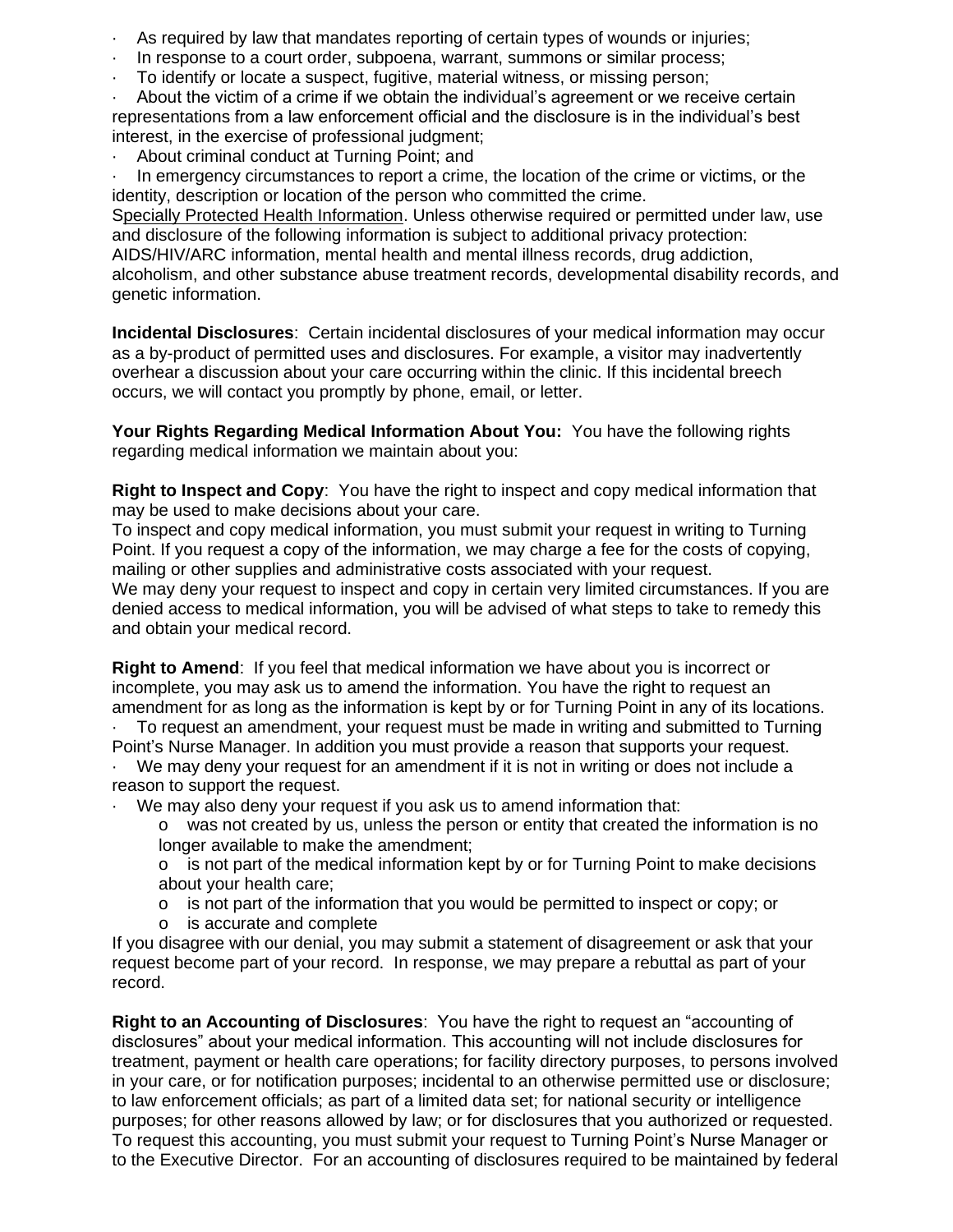- As required by law that mandates reporting of certain types of wounds or injuries;
- In response to a court order, subpoena, warrant, summons or similar process;
- To identify or locate a suspect, fugitive, material witness, or missing person;
- About the victim of a crime if we obtain the individual's agreement or we receive certain representations from a law enforcement official and the disclosure is in the individual's best interest, in the exercise of professional judgment;
- About criminal conduct at Turning Point; and
- In emergency circumstances to report a crime, the location of the crime or victims, or the identity, description or location of the person who committed the crime.

Specially Protected Health Information. Unless otherwise required or permitted under law, use and disclosure of the following information is subject to additional privacy protection: AIDS/HIV/ARC information, mental health and mental illness records, drug addiction, alcoholism, and other substance abuse treatment records, developmental disability records, and genetic information.

**Incidental Disclosures**: Certain incidental disclosures of your medical information may occur as a by-product of permitted uses and disclosures. For example, a visitor may inadvertently overhear a discussion about your care occurring within the clinic. If this incidental breech occurs, we will contact you promptly by phone, email, or letter.

**Your Rights Regarding Medical Information About You:** You have the following rights regarding medical information we maintain about you:

**Right to Inspect and Copy**: You have the right to inspect and copy medical information that may be used to make decisions about your care.
To inspect and copy medical information, you must submit your request in writing to Turning Point. If you request a copy of the information, we may charge a fee for the costs of copying, mailing or other supplies and administrative costs associated with your request.
We may deny your request to inspect and copy in certain very limited circumstances. If you are denied access to medical information, you will be advised of what steps to take to remedy this and obtain your medical record.

**Right to Amend**: If you feel that medical information we have about you is incorrect or incomplete, you may ask us to amend the information. You have the right to request an amendment for as long as the information is kept by or for Turning Point in any of its locations.

- To request an amendment, your request must be made in writing and submitted to Turning Point's Nurse Manager. In addition you must provide a reason that supports your request.
- We may deny your request for an amendment if it is not in writing or does not include a reason to support the request.
- We may also deny your request if you ask us to amend information that:
    - was not created by us, unless the person or entity that created the information is no longer available to make the amendment;
    - is not part of the medical information kept by or for Turning Point to make decisions about your health care;
    - is not part of the information that you would be permitted to inspect or copy; or
    - is accurate and complete

If you disagree with our denial, you may submit a statement of disagreement or ask that your request become part of your record. In response, we may prepare a rebuttal as part of your record.

**Right to an Accounting of Disclosures**: You have the right to request an "accounting of disclosures" about your medical information. This accounting will not include disclosures for treatment, payment or health care operations; for facility directory purposes, to persons involved in your care, or for notification purposes; incidental to an otherwise permitted use or disclosure; to law enforcement officials; as part of a limited data set; for national security or intelligence purposes; for other reasons allowed by law; or for disclosures that you authorized or requested. To request this accounting, you must submit your request to Turning Point's Nurse Manager or to the Executive Director. For an accounting of disclosures required to be maintained by federal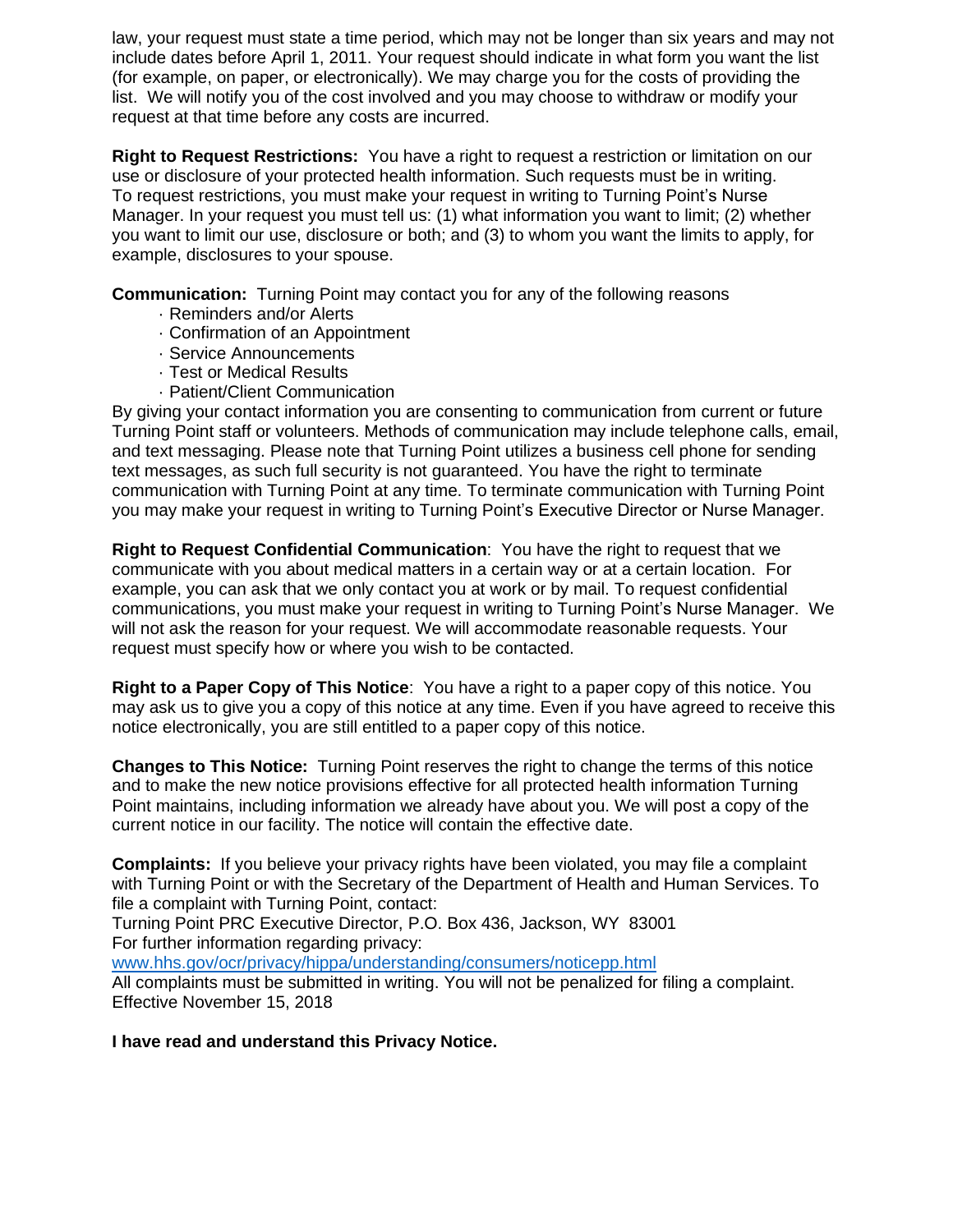law, your request must state a time period, which may not be longer than six years and may not include dates before April 1, 2011. Your request should indicate in what form you want the list (for example, on paper, or electronically). We may charge you for the costs of providing the list. We will notify you of the cost involved and you may choose to withdraw or modify your request at that time before any costs are incurred.

**Right to Request Restrictions:** You have a right to request a restriction or limitation on our use or disclosure of your protected health information. Such requests must be in writing. To request restrictions, you must make your request in writing to Turning Point's Nurse Manager. In your request you must tell us: (1) what information you want to limit; (2) whether you want to limit our use, disclosure or both; and (3) to whom you want the limits to apply, for example, disclosures to your spouse.

**Communication:** Turning Point may contact you for any of the following reasons

- Reminders and/or Alerts
- Confirmation of an Appointment
- Service Announcements
- Test or Medical Results
- Patient/Client Communication

By giving your contact information you are consenting to communication from current or future Turning Point staff or volunteers. Methods of communication may include telephone calls, email, and text messaging. Please note that Turning Point utilizes a business cell phone for sending text messages, as such full security is not guaranteed. You have the right to terminate communication with Turning Point at any time. To terminate communication with Turning Point you may make your request in writing to Turning Point's Executive Director or Nurse Manager.

**Right to Request Confidential Communication**: You have the right to request that we communicate with you about medical matters in a certain way or at a certain location. For example, you can ask that we only contact you at work or by mail. To request confidential communications, you must make your request in writing to Turning Point's Nurse Manager. We will not ask the reason for your request. We will accommodate reasonable requests. Your request must specify how or where you wish to be contacted.

**Right to a Paper Copy of This Notice**: You have a right to a paper copy of this notice. You may ask us to give you a copy of this notice at any time. Even if you have agreed to receive this notice electronically, you are still entitled to a paper copy of this notice.

**Changes to This Notice:** Turning Point reserves the right to change the terms of this notice and to make the new notice provisions effective for all protected health information Turning Point maintains, including information we already have about you. We will post a copy of the current notice in our facility. The notice will contain the effective date.

**Complaints:** If you believe your privacy rights have been violated, you may file a complaint with Turning Point or with the Secretary of the Department of Health and Human Services. To file a complaint with Turning Point, contact:
Turning Point PRC Executive Director, P.O. Box 436, Jackson, WY 83001
For further information regarding privacy:
www.hhs.gov/ocr/privacy/hippa/understanding/consumers/noticepp.html
All complaints must be submitted in writing. You will not be penalized for filing a complaint.
Effective November 15, 2018

**I have read and understand this Privacy Notice.**